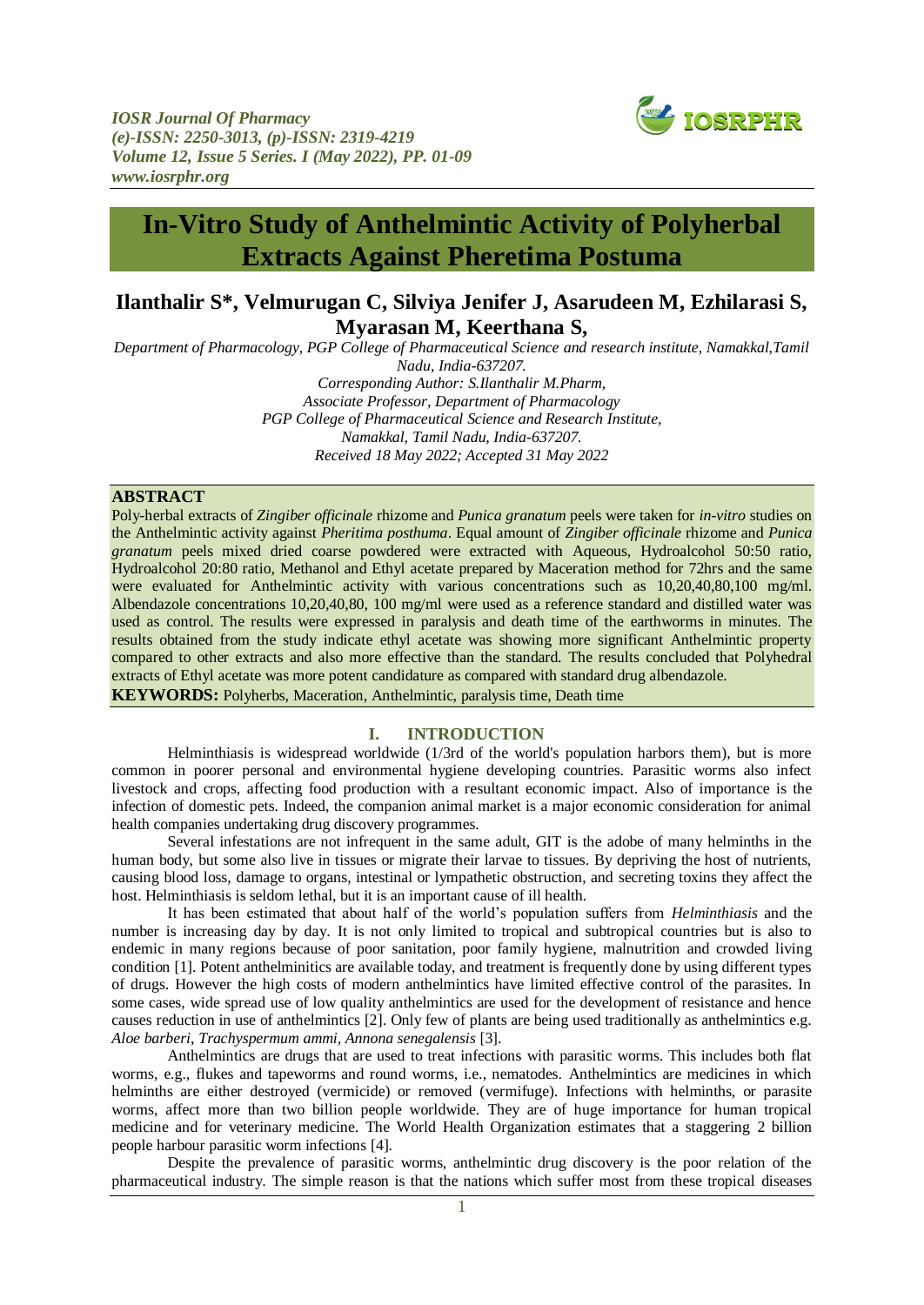# In-Vitro Study of Anthelmintic Activity of Polyherbal Extracts Against Pheretima Postuma

**Ilanthalir S\*, Velmurugan C, Silviya Jenifer J, Asarudeen M, Ezhilarasi S, Myarasan M, Keerthana S,**

*Department of Pharmacology, PGP College of Pharmaceutical Science and research institute, Namakkal,Tamil Nadu, India-637207.*
*Corresponding Author: S.Ilanthalir M.Pharm,*
*Associate Professor, Department of Pharmacology*
*PGP College of Pharmaceutical Science and Research Institute,*
*Namakkal, Tamil Nadu, India-637207.*
*Received 18 May 2022; Accepted 31 May 2022*

## ABSTRACT

Poly-herbal extracts of *Zingiber officinale* rhizome and *Punica granatum* peels were taken for *in-vitro* studies on the Anthelmintic activity against *Pheritima posthuma*. Equal amount of *Zingiber officinale* rhizome and *Punica granatum* peels mixed dried coarse powdered were extracted with Aqueous, Hydroalcohol 50:50 ratio, Hydroalcohol 20:80 ratio, Methanol and Ethyl acetate prepared by Maceration method for 72hrs and the same were evaluated for Anthelmintic activity with various concentrations such as 10,20,40,80,100 mg/ml. Albendazole concentrations 10,20,40,80, 100 mg/ml were used as a reference standard and distilled water was used as control. The results were expressed in paralysis and death time of the earthworms in minutes. The results obtained from the study indicate ethyl acetate was showing more significant Anthelmintic property compared to other extracts and also more effective than the standard. The results concluded that Polyhedral extracts of Ethyl acetate was more potent candidature as compared with standard drug albendazole.

**KEYWORDS:** Polyherbs, Maceration, Anthelmintic, paralysis time, Death time

## I. INTRODUCTION

Helminthiasis is widespread worldwide (1/3rd of the world's population harbors them), but is more common in poorer personal and environmental hygiene developing countries. Parasitic worms also infect livestock and crops, affecting food production with a resultant economic impact. Also of importance is the infection of domestic pets. Indeed, the companion animal market is a major economic consideration for animal health companies undertaking drug discovery programmes.

Several infestations are not infrequent in the same adult, GIT is the adobe of many helminths in the human body, but some also live in tissues or migrate their larvae to tissues. By depriving the host of nutrients, causing blood loss, damage to organs, intestinal or lympathetic obstruction, and secreting toxins they affect the host. Helminthiasis is seldom lethal, but it is an important cause of ill health.

It has been estimated that about half of the world's population suffers from *Helminthiasis* and the number is increasing day by day. It is not only limited to tropical and subtropical countries but is also to endemic in many regions because of poor sanitation, poor family hygiene, malnutrition and crowded living condition [1]. Potent anthelminitics are available today, and treatment is frequently done by using different types of drugs. However the high costs of modern anthelmintics have limited effective control of the parasites. In some cases, wide spread use of low quality anthelmintics are used for the development of resistance and hence causes reduction in use of anthelmintics [2]. Only few of plants are being used traditionally as anthelmintics e.g. *Aloe barberi*, *Trachyspermum ammi*, *Annona senegalensis* [3].

Anthelmintics are drugs that are used to treat infections with parasitic worms. This includes both flat worms, e.g., flukes and tapeworms and round worms, i.e., nematodes. Anthelmintics are medicines in which helminths are either destroyed (vermicide) or removed (vermifuge). Infections with helminths, or parasite worms, affect more than two billion people worldwide. They are of huge importance for human tropical medicine and for veterinary medicine. The World Health Organization estimates that a staggering 2 billion people harbour parasitic worm infections [4].

Despite the prevalence of parasitic worms, anthelmintic drug discovery is the poor relation of the pharmaceutical industry. The simple reason is that the nations which suffer most from these tropical diseases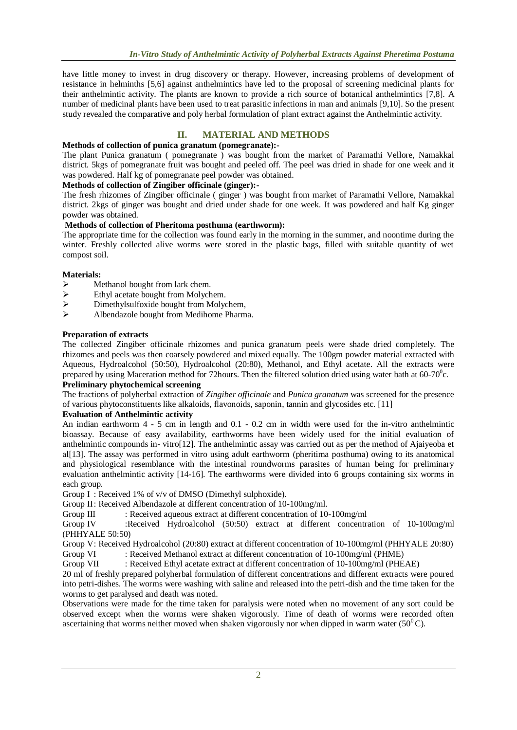have little money to invest in drug discovery or therapy. However, increasing problems of development of resistance in helminths [5,6] against anthelmintics have led to the proposal of screening medicinal plants for their anthelmintic activity. The plants are known to provide a rich source of botanical anthelmintics [7,8]. A number of medicinal plants have been used to treat parasitic infections in man and animals [9,10]. So the present study revealed the comparative and poly herbal formulation of plant extract against the Anthelmintic activity.

## II. MATERIAL AND METHODS

**Methods of collection of punica granatum (pomegranate):-**

The plant Punica granatum ( pomegranate ) was bought from the market of Paramathi Vellore, Namakkal district. 5kgs of pomegranate fruit was bought and peeled off. The peel was dried in shade for one week and it was powdered. Half kg of pomegranate peel powder was obtained.

**Methods of collection of Zingiber officinale (ginger):-**

The fresh rhizomes of Zingiber officinale ( ginger ) was bought from market of Paramathi Vellore, Namakkal district. 2kgs of ginger was bought and dried under shade for one week. It was powdered and half Kg ginger powder was obtained.

**Methods of collection of Pheritoma posthuma (earthworm):**

The appropriate time for the collection was found early in the morning in the summer, and noontime during the winter. Freshly collected alive worms were stored in the plastic bags, filled with suitable quantity of wet compost soil.

**Materials:**

- Methanol bought from lark chem.
- Ethyl acetate bought from Molychem.
- Dimethylsulfoxide bought from Molychem,
- Albendazole bought from Medihome Pharma.

**Preparation of extracts**

The collected Zingiber officinale rhizomes and punica granatum peels were shade dried completely. The rhizomes and peels was then coarsely powdered and mixed equally. The 100gm powder material extracted with Aqueous, Hydroalcohol (50:50), Hydroalcohol (20:80), Methanol, and Ethyl acetate. All the extracts were prepared by using Maceration method for 72hours. Then the filtered solution dried using water bath at 60-70$^0$c.

**Preliminary phytochemical screening**

The fractions of polyherbal extraction of *Zingiber officinale* and *Punica granatum* was screened for the presence of various phytoconstituents like alkaloids, flavonoids, saponin, tannin and glycosides etc. [11]

**Evaluation of Anthelmintic activity**

An indian earthworm 4 - 5 cm in length and 0.1 - 0.2 cm in width were used for the in-vitro anthelmintic bioassay. Because of easy availability, earthworms have been widely used for the initial evaluation of anthelmintic compounds in- vitro[12]. The anthelmintic assay was carried out as per the method of Ajaiyeoba et al[13]. The assay was performed in vitro using adult earthworm (pheritima posthuma) owing to its anatomical and physiological resemblance with the intestinal roundworms parasites of human being for preliminary evaluation anthelmintic activity [14-16]. The earthworms were divided into 6 groups containing six worms in each group.

Group I : Received 1% of v/v of DMSO (Dimethyl sulphoxide).

Group II: Received Albendazole at different concentration of 10-100mg/ml.

Group III : Received aqueous extract at different concentration of 10-100mg/ml

Group IV :Received Hydroalcohol (50:50) extract at different concentration of 10-100mg/ml (PHHYALE 50:50)

Group V: Received Hydroalcohol (20:80) extract at different concentration of 10-100mg/ml (PHHYALE 20:80)

Group VI : Received Methanol extract at different concentration of 10-100mg/ml (PHME)

Group VII : Received Ethyl acetate extract at different concentration of 10-100mg/ml (PHEAE)

20 ml of freshly prepared polyherbal formulation of different concentrations and different extracts were poured into petri-dishes. The worms were washing with saline and released into the petri-dish and the time taken for the worms to get paralysed and death was noted.

Observations were made for the time taken for paralysis were noted when no movement of any sort could be observed except when the worms were shaken vigorously. Time of death of worms were recorded often ascertaining that worms neither moved when shaken vigorously nor when dipped in warm water (50$^0$C).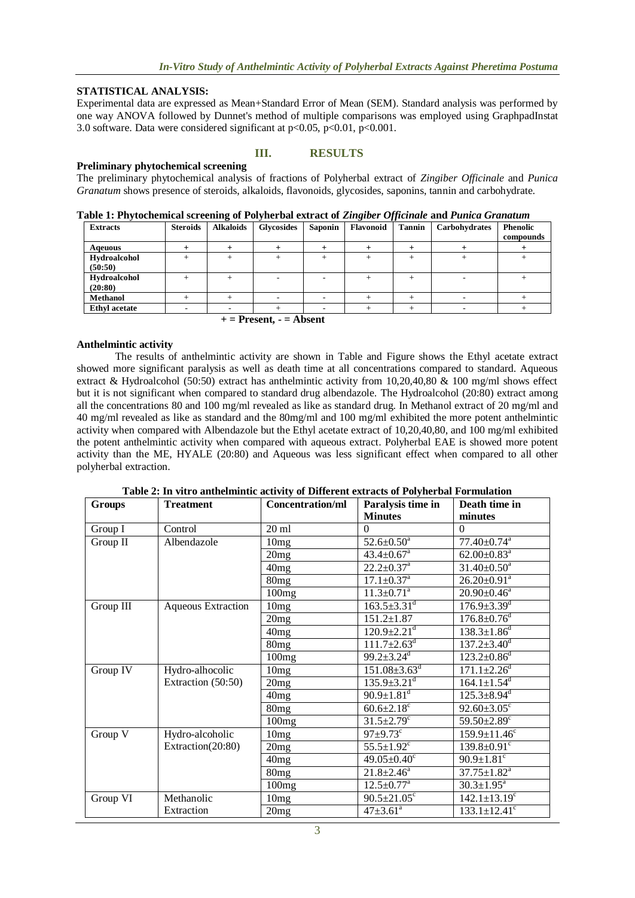## STATISTICAL ANALYSIS:

Experimental data are expressed as Mean+Standard Error of Mean (SEM). Standard analysis was performed by one way ANOVA followed by Dunnet's method of multiple comparisons was employed using GraphpadInstat 3.0 software. Data were considered significant at $p<0.05$, $p<0.01$, $p<0.001$.

# III. RESULTS

### Preliminary phytochemical screening

The preliminary phytochemical analysis of fractions of Polyherbal extract of *Zingiber Officinale* and *Punica Granatum* shows presence of steroids, alkaloids, flavonoids, glycosides, saponins, tannin and carbohydrate.

**Table 1: Phytochemical screening of Polyherbal extract of *Zingiber Officinale* and *Punica Granatum***

| Extracts | Steroids | Alkaloids | Glycosides | Saponin | Flavonoid | Tannin | Carbohydrates | Phenolic compounds |
|---|---|---|---|---|---|---|---|---|
| Aqeuous | + | + | + | + | + | + | + | + |
| Hydroalcohol (50:50) | + | + | + | + | + | + | + | + |
| Hydroalcohol (20:80) | + | + | - | - | + | + | - | + |
| Methanol | + | + | - | - | + | + | - | + |
| Ethyl acetate | - | - | + | - | + | + | - | + |

**+ = Present, - = Absent**

### Anthelmintic activity

The results of anthelmintic activity are shown in Table and Figure shows the Ethyl acetate extract showed more significant paralysis as well as death time at all concentrations compared to standard. Aqueous extract & Hydroalcohol (50:50) extract has anthelmintic activity from 10,20,40,80 & 100 mg/ml shows effect but it is not significant when compared to standard drug albendazole. The Hydroalcohol (20:80) extract among all the concentrations 80 and 100 mg/ml revealed as like as standard drug. In Methanol extract of 20 mg/ml and 40 mg/ml revealed as like as standard and the 80mg/ml and 100 mg/ml exhibited the more potent anthelmintic activity when compared with Albendazole but the Ethyl acetate extract of 10,20,40,80, and 100 mg/ml exhibited the potent anthelmintic activity when compared with aqueous extract. Polyherbal EAE is showed more potent activity than the ME, HYALE (20:80) and Aqueous was less significant effect when compared to all other polyherbal extraction.

**Table 2: In vitro anthelmintic activity of Different extracts of Polyherbal Formulation**

| Groups | Treatment | Concentration/ml | Paralysis time in Minutes | Death time in minutes |
|---|---|---|---|---|
| Group I | Control | 20 ml | 0 | 0 |
| Group II | Albendazole | 10mg | 52.6±0.50[a] | 77.40±0.74[a] |
| | | 20mg | 43.4±0.67[a] | 62.00±0.83[a] |
| | | 40mg | 22.2±0.37[a] | 31.40±0.50[a] |
| | | 80mg | 17.1±0.37[a] | 26.20±0.91[a] |
| | | 100mg | 11.3±0.71[a] | 20.90±0.46[a] |
| Group III | Aqueous Extraction | 10mg | 163.5±3.31[d] | 176.9±3.39[d] |
| | | 20mg | 151.2±1.87 | 176.8±0.76[d] |
| | | 40mg | 120.9±2.21[d] | 138.3±1.86[d] |
| | | 80mg | 111.7±2.63[d] | 137.2±3.40[d] |
| | | 100mg | 99.2±3.24[d] | 123.2±0.86[d] |
| Group IV | Hydro-alhocolic Extraction (50:50) | 10mg | 151.08±3.63[d] | 171.1±2.26[d] |
| | | 20mg | 135.9±3.21[d] | 164.1±1.54[d] |
| | | 40mg | 90.9±1.81[d] | 125.3±8.94[d] |
| | | 80mg | 60.6±2.18[c] | 92.60±3.05[c] |
| | | 100mg | 31.5±2.79[c] | 59.50±2.89[c] |
| Group V | Hydro-alcoholic Extraction(20:80) | 10mg | 97±9.73[c] | 159.9±11.46[c] |
| | | 20mg | 55.5±1.92[c] | 139.8±0.91[c] |
| | | 40mg | 49.05±0.40[c] | 90.9±1.81[c] |
| | | 80mg | 21.8±2.46[a] | 37.75±1.82[a] |
| | | 100mg | 12.5±0.77[a] | 30.3±1.95[a] |
| Group VI | Methanolic Extraction | 10mg | 90.5±21.05[c] | 142.1±13.19[c] |
| | | 20mg | 47±3.61[a] | 133.1±12.41[c] |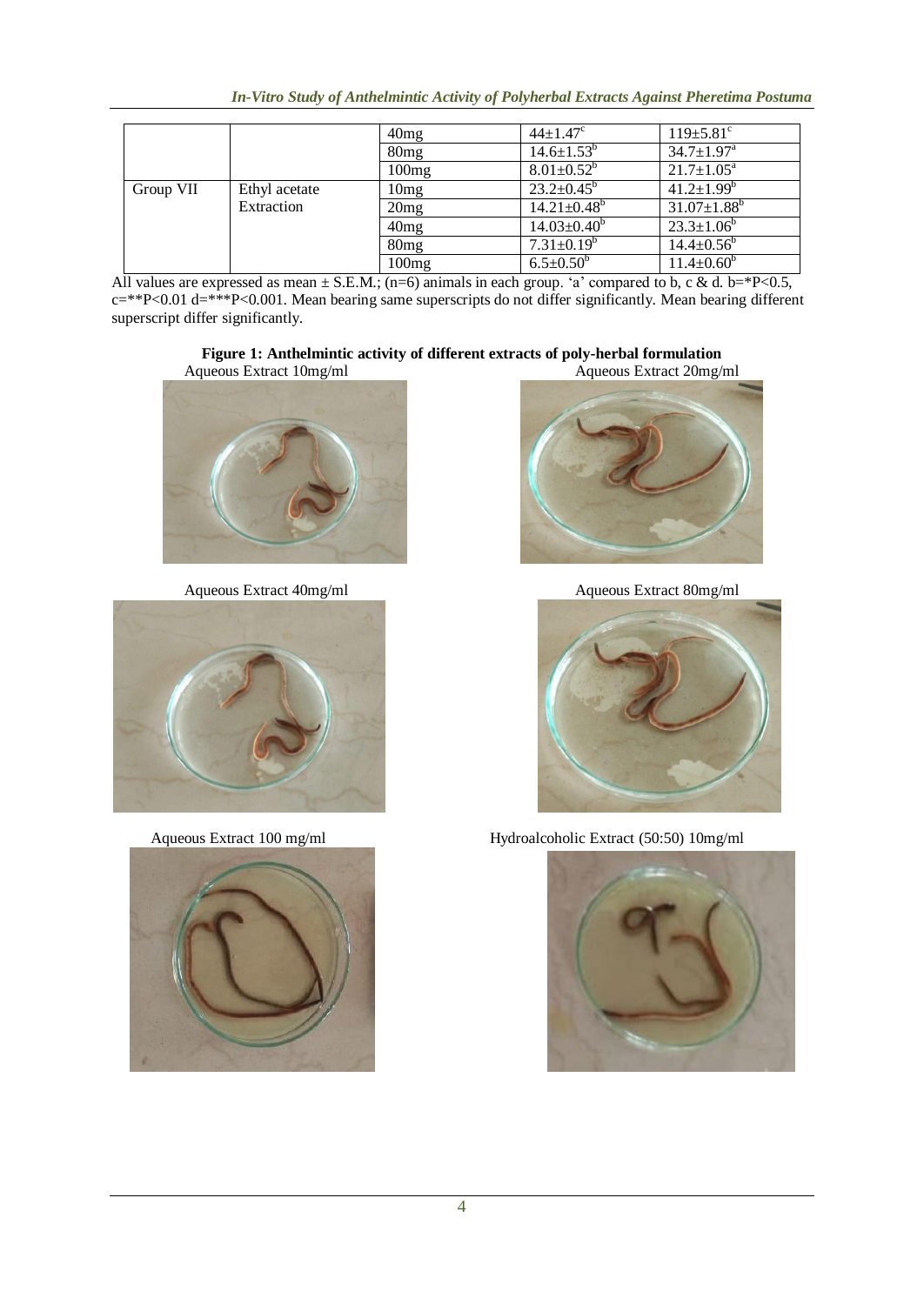|  |  | 40mg | $44\pm1.47^{c}$ | $119\pm5.81^{c}$ |
|---|---|---|---|---|
|  |  | 80mg | $14.6\pm1.53^{b}$ | $34.7\pm1.97^{a}$ |
|  |  | 100mg | $8.01\pm0.52^{b}$ | $21.7\pm1.05^{a}$ |
| Group VII | Ethyl acetate Extraction | 10mg | $23.2\pm0.45^{b}$ | $41.2\pm1.99^{b}$ |
|  |  | 20mg | $14.21\pm0.48^{b}$ | $31.07\pm1.88^{b}$ |
|  |  | 40mg | $14.03\pm0.40^{b}$ | $23.3\pm1.06^{b}$ |
|  |  | 80mg | $7.31\pm0.19^{b}$ | $14.4\pm0.56^{b}$ |
|  |  | 100mg | $6.5\pm0.50^{b}$ | $11.4\pm0.60^{b}$ |

All values are expressed as mean ± S.E.M.; (n=6) animals in each group. 'a' compared to b, c & d. b=*P<0.5, c=**P<0.01 d=***P<0.001. Mean bearing same superscripts do not differ significantly. Mean bearing different superscript differ significantly.

**Figure 1: Anthelmintic activity of different extracts of poly-herbal formulation**

Aqueous Extract 10mg/ml

Aqueous Extract 20mg/ml

Aqueous Extract 40mg/ml

Aqueous Extract 80mg/ml

Aqueous Extract 100 mg/ml

Hydroalcoholic Extract (50:50) 10mg/ml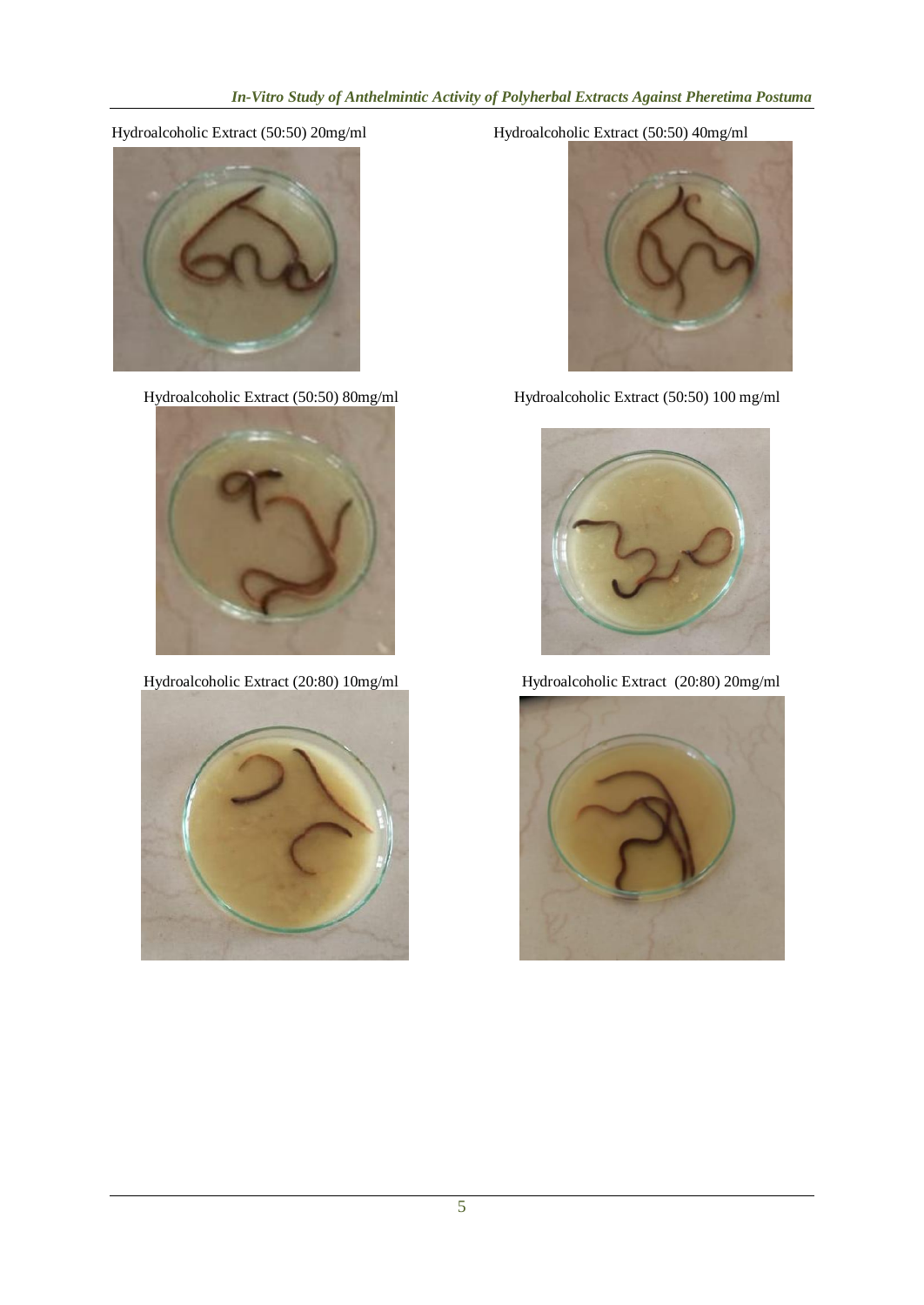Hydroalcoholic Extract (50:50) 20mg/ml

Hydroalcoholic Extract (50:50) 40mg/ml

Hydroalcoholic Extract (50:50) 80mg/ml

Hydroalcoholic Extract (50:50) 100 mg/ml

Hydroalcoholic Extract (20:80) 10mg/ml

Hydroalcoholic Extract (20:80) 20mg/ml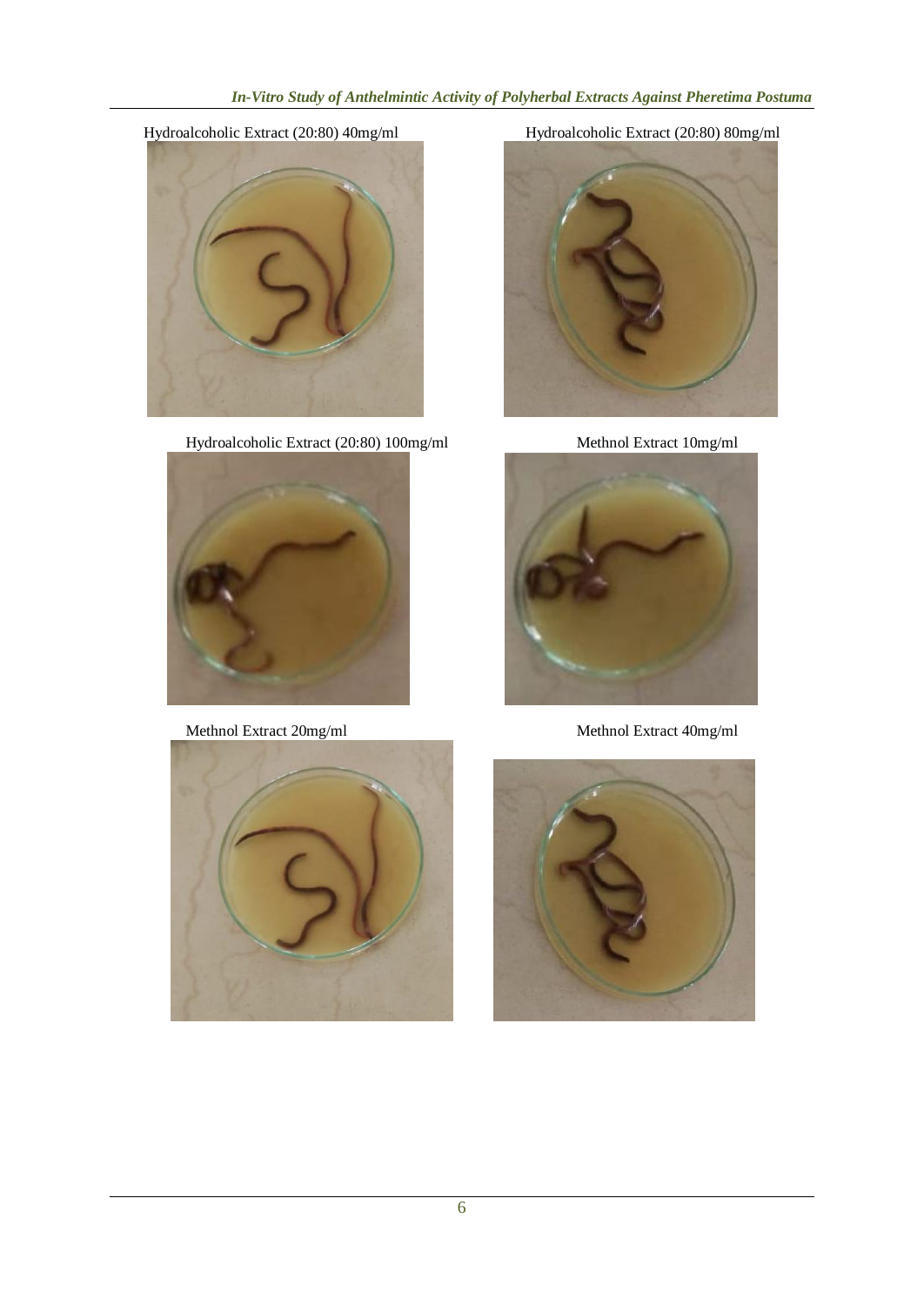Hydroalcoholic Extract (20:80) 40mg/ml

Hydroalcoholic Extract (20:80) 80mg/ml

Hydroalcoholic Extract (20:80) 100mg/ml

Methnol Extract 10mg/ml

Methnol Extract 20mg/ml

Methnol Extract 40mg/ml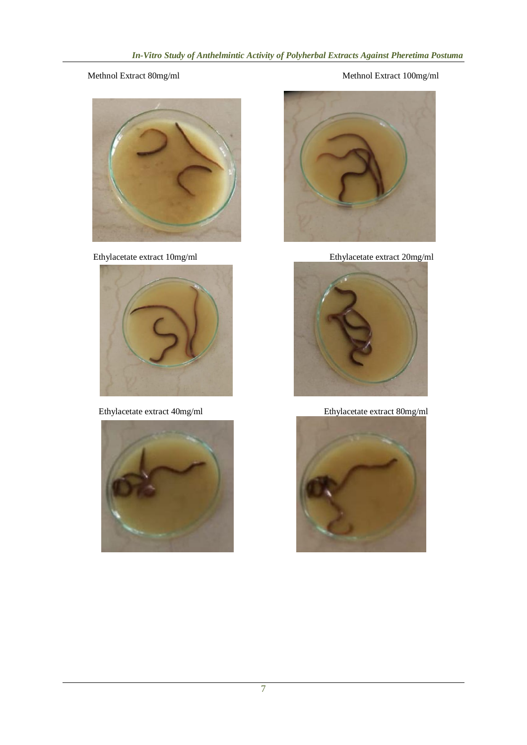Methnol Extract 80mg/ml

Methnol Extract 100mg/ml

Ethylacetate extract 10mg/ml

Ethylacetate extract 20mg/ml

Ethylacetate extract 40mg/ml

Ethylacetate extract 80mg/ml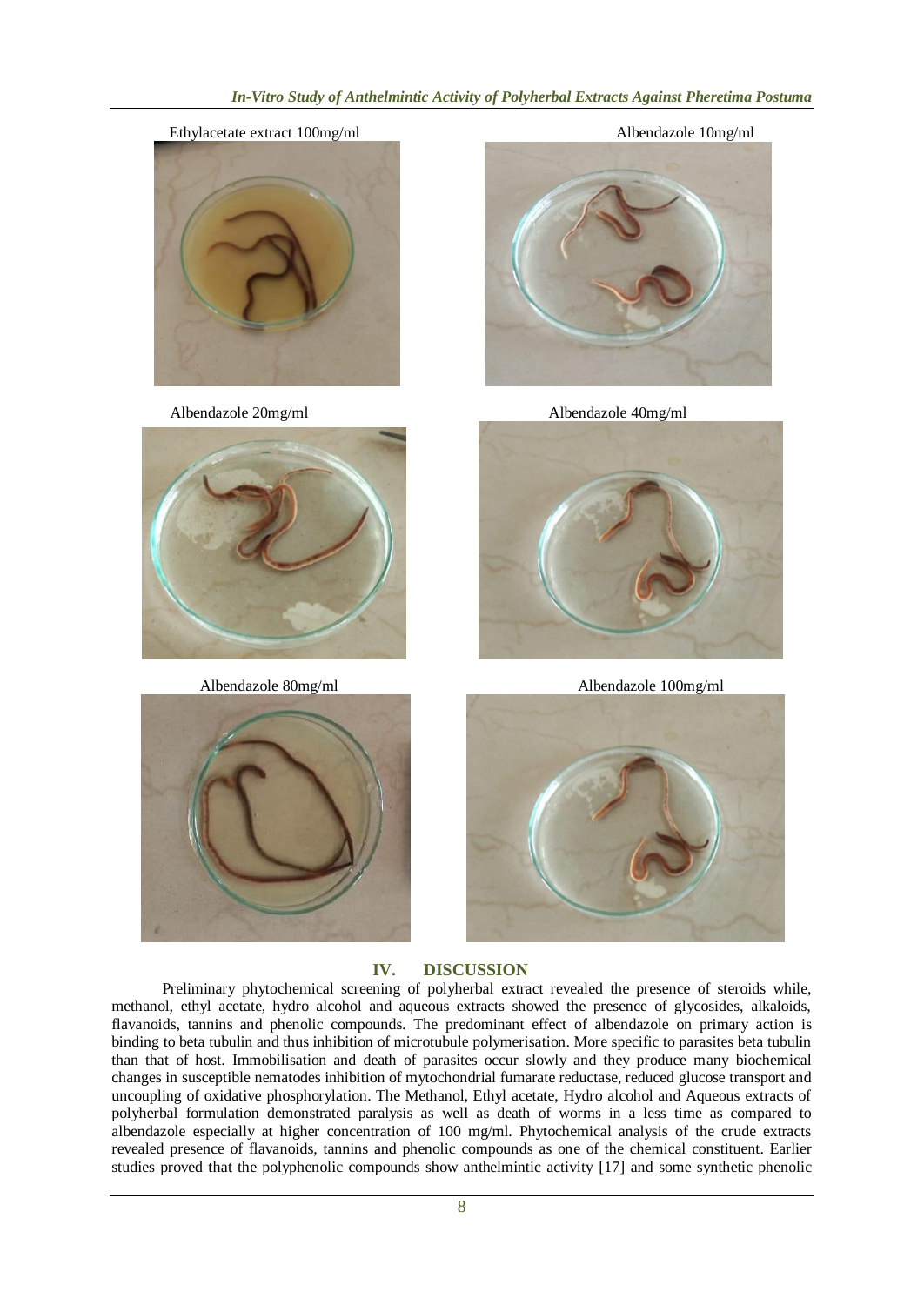Ethylacetate extract 100mg/ml

Albendazole 10mg/ml

Albendazole 20mg/ml

Albendazole 40mg/ml

Albendazole 80mg/ml

Albendazole 100mg/ml

## IV. DISCUSSION

Preliminary phytochemical screening of polyherbal extract revealed the presence of steroids while, methanol, ethyl acetate, hydro alcohol and aqueous extracts showed the presence of glycosides, alkaloids, flavanoids, tannins and phenolic compounds. The predominant effect of albendazole on primary action is binding to beta tubulin and thus inhibition of microtubule polymerisation. More specific to parasites beta tubulin than that of host. Immobilisation and death of parasites occur slowly and they produce many biochemical changes in susceptible nematodes inhibition of mytochondrial fumarate reductase, reduced glucose transport and uncoupling of oxidative phosphorylation. The Methanol, Ethyl acetate, Hydro alcohol and Aqueous extracts of polyherbal formulation demonstrated paralysis as well as death of worms in a less time as compared to albendazole especially at higher concentration of 100 mg/ml. Phytochemical analysis of the crude extracts revealed presence of flavanoids, tannins and phenolic compounds as one of the chemical constituent. Earlier studies proved that the polyphenolic compounds show anthelmintic activity [17] and some synthetic phenolic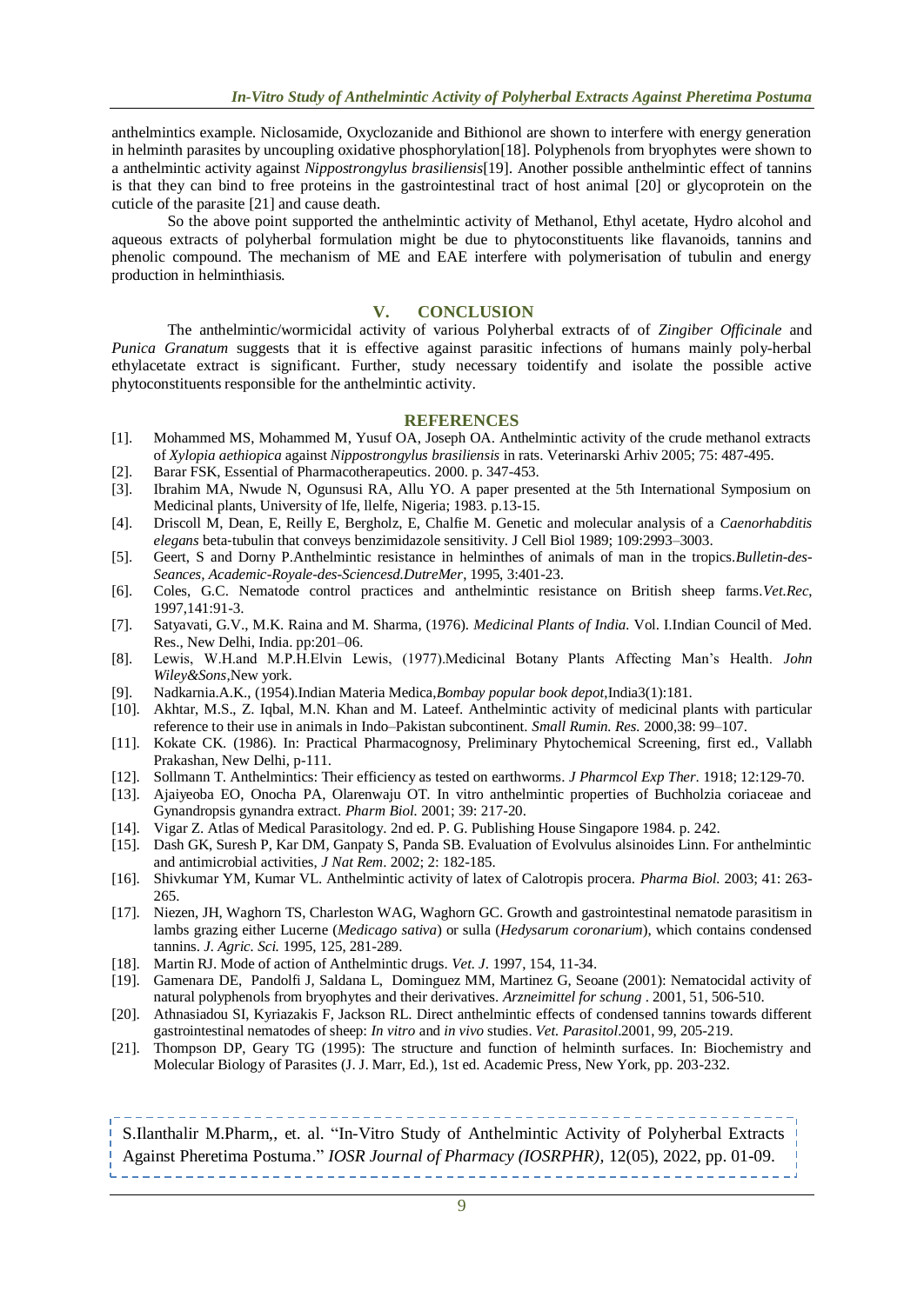anthelmintics example. Niclosamide, Oxyclozanide and Bithionol are shown to interfere with energy generation in helminth parasites by uncoupling oxidative phosphorylation[18]. Polyphenols from bryophytes were shown to a anthelmintic activity against *Nippostrongylus brasiliensis*[19]. Another possible anthelmintic effect of tannins is that they can bind to free proteins in the gastrointestinal tract of host animal [20] or glycoprotein on the cuticle of the parasite [21] and cause death.

So the above point supported the anthelmintic activity of Methanol, Ethyl acetate, Hydro alcohol and aqueous extracts of polyherbal formulation might be due to phytoconstituents like flavanoids, tannins and phenolic compound. The mechanism of ME and EAE interfere with polymerisation of tubulin and energy production in helminthiasis.

## V. CONCLUSION

The anthelmintic/wormicidal activity of various Polyherbal extracts of of *Zingiber Officinale* and *Punica Granatum* suggests that it is effective against parasitic infections of humans mainly poly-herbal ethylacetate extract is significant. Further, study necessary toidentify and isolate the possible active phytoconstituents responsible for the anthelmintic activity.

## REFERENCES

[1]. Mohammed MS, Mohammed M, Yusuf OA, Joseph OA. Anthelmintic activity of the crude methanol extracts of *Xylopia aethiopica* against *Nippostrongylus brasiliensis* in rats. Veterinarski Arhiv 2005; 75: 487-495.

[2]. Barar FSK, Essential of Pharmacotherapeutics. 2000. p. 347-453.

[3]. Ibrahim MA, Nwude N, Ogunsusi RA, Allu YO. A paper presented at the 5th International Symposium on Medicinal plants, University of lfe, llelfe, Nigeria; 1983. p.13-15.

[4]. Driscoll M, Dean, E, Reilly E, Bergholz, E, Chalfie M. Genetic and molecular analysis of a *Caenorhabditis elegans* beta-tubulin that conveys benzimidazole sensitivity. J Cell Biol 1989; 109:2993–3003.

[5]. Geert, S and Dorny P.Anthelmintic resistance in helminthes of animals of man in the tropics.*Bulletin-des-Seances, Academic-Royale-des-Sciencesd.DutreMer*, 1995, 3:401-23.

[6]. Coles, G.C. Nematode control practices and anthelmintic resistance on British sheep farms.*Vet.Rec*, 1997,141:91-3.

[7]. Satyavati, G.V., M.K. Raina and M. Sharma, (1976). *Medicinal Plants of India.* Vol. I.Indian Council of Med. Res., New Delhi, India. pp:201–06.

[8]. Lewis, W.H.and M.P.H.Elvin Lewis, (1977).Medicinal Botany Plants Affecting Man's Health. *John Wiley&Sons*,New york.

[9]. Nadkarnia.A.K., (1954).Indian Materia Medica,*Bombay popular book depot*,India3(1):181.

[10]. Akhtar, M.S., Z. Iqbal, M.N. Khan and M. Lateef. Anthelmintic activity of medicinal plants with particular reference to their use in animals in Indo–Pakistan subcontinent. *Small Rumin. Res.* 2000,38: 99–107.

[11]. Kokate CK. (1986). In: Practical Pharmacognosy, Preliminary Phytochemical Screening, first ed., Vallabh Prakashan, New Delhi, p-111.

[12]. Sollmann T. Anthelmintics: Their efficiency as tested on earthworms. *J Pharmcol Exp Ther*. 1918; 12:129-70.

[13]. Ajaiyeoba EO, Onocha PA, Olarenwaju OT. In vitro anthelmintic properties of Buchholzia coriaceae and Gynandropsis gynandra extract. *Pharm Biol.* 2001; 39: 217-20.

[14]. Vigar Z. Atlas of Medical Parasitology. 2nd ed. P. G. Publishing House Singapore 1984. p. 242.

[15]. Dash GK, Suresh P, Kar DM, Ganpaty S, Panda SB. Evaluation of Evolvulus alsinoides Linn. For anthelmintic and antimicrobial activities, *J Nat Rem*. 2002; 2: 182-185.

[16]. Shivkumar YM, Kumar VL. Anthelmintic activity of latex of Calotropis procera. *Pharma Biol.* 2003; 41: 263-265.

[17]. Niezen, JH, Waghorn TS, Charleston WAG, Waghorn GC. Growth and gastrointestinal nematode parasitism in lambs grazing either Lucerne (*Medicago sativa*) or sulla (*Hedysarum coronarium*), which contains condensed tannins. *J. Agric. Sci.* 1995, 125, 281-289.

[18]. Martin RJ. Mode of action of Anthelmintic drugs. *Vet. J*. 1997, 154, 11-34.

[19]. Gamenara DE, Pandolfi J, Saldana L, Dominguez MM, Martinez G, Seoane (2001): Nematocidal activity of natural polyphenols from bryophytes and their derivatives. *Arzneimittel for schung* . 2001, 51, 506-510.

[20]. Athnasiadou SI, Kyriazakis F, Jackson RL. Direct anthelmintic effects of condensed tannins towards different gastrointestinal nematodes of sheep: *In vitro* and *in vivo* studies. *Vet. Parasitol*.2001, 99, 205-219.

[21]. Thompson DP, Geary TG (1995): The structure and function of helminth surfaces. In: Biochemistry and Molecular Biology of Parasites (J. J. Marr, Ed.), 1st ed. Academic Press, New York, pp. 203-232.

S.Ilanthalir M.Pharm,, et. al. "In-Vitro Study of Anthelmintic Activity of Polyherbal Extracts Against Pheretima Postuma." *IOSR Journal of Pharmacy (IOSRPHR),* 12(05), 2022, pp. 01-09.